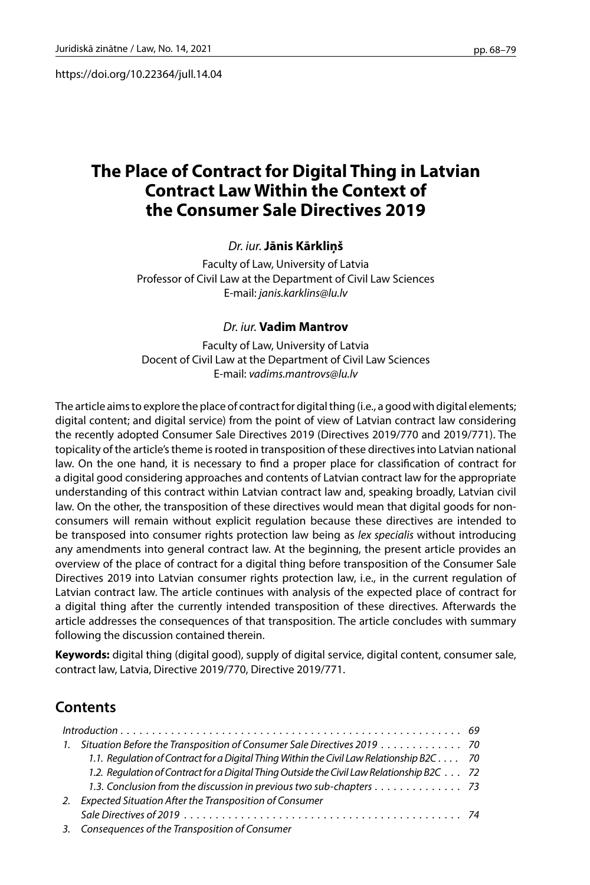https://doi.org/10.22364/jull.14.04

# The Place of Contract for Digital Thing in Latvian Contract Law Within the Context of the Consumer Sale Directives 2019

*Dr. iur.* **Jānis Kārkliņš**

Faculty of Law, University of Latvia
Professor of Civil Law at the Department of Civil Law Sciences
E-mail: *janis.karklins@lu.lv*

*Dr. iur.* **Vadim Mantrov**

Faculty of Law, University of Latvia
Docent of Civil Law at the Department of Civil Law Sciences
E-mail: *vadims.mantrovs@lu.lv*

The article aims to explore the place of contract for digital thing (i.e., a good with digital elements; digital content; and digital service) from the point of view of Latvian contract law considering the recently adopted Consumer Sale Directives 2019 (Directives 2019/770 and 2019/771). The topicality of the article's theme is rooted in transposition of these directives into Latvian national law. On the one hand, it is necessary to find a proper place for classification of contract for a digital good considering approaches and contents of Latvian contract law for the appropriate understanding of this contract within Latvian contract law and, speaking broadly, Latvian civil law. On the other, the transposition of these directives would mean that digital goods for non-consumers will remain without explicit regulation because these directives are intended to be transposed into consumer rights protection law being as *lex specialis* without introducing any amendments into general contract law. At the beginning, the present article provides an overview of the place of contract for a digital thing before transposition of the Consumer Sale Directives 2019 into Latvian consumer rights protection law, i.e., in the current regulation of Latvian contract law. The article continues with analysis of the expected place of contract for a digital thing after the currently intended transposition of these directives. Afterwards the article addresses the consequences of that transposition. The article concludes with summary following the discussion contained therein.

**Keywords:** digital thing (digital good), supply of digital service, digital content, consumer sale, contract law, Latvia, Directive 2019/770, Directive 2019/771.

## Contents

*Introduction* . . . . . . . . . . . . . . . . . . . . . . . . . . . . . . . . . . . . . . . . . . . . . . . . . . . . . . 69

1. *Situation Before the Transposition of Consumer Sale Directives 2019* . . . . . . . . . . . . 70
   - *1.1. Regulation of Contract for a Digital Thing Within the Civil Law Relationship B2C* . . . . 70
   - *1.2. Regulation of Contract for a Digital Thing Outside the Civil Law Relationship B2C* . . . 72
   - *1.3. Conclusion from the discussion in previous two sub-chapters* . . . . . . . . . . . . . 73
2. *Expected Situation After the Transposition of Consumer Sale Directives of 2019* . . . . . . . . . . . . . . . . . . . . . . . . . . . . . . . . . . . . . . . . . . . 74
3. *Consequences of the Transposition of Consumer*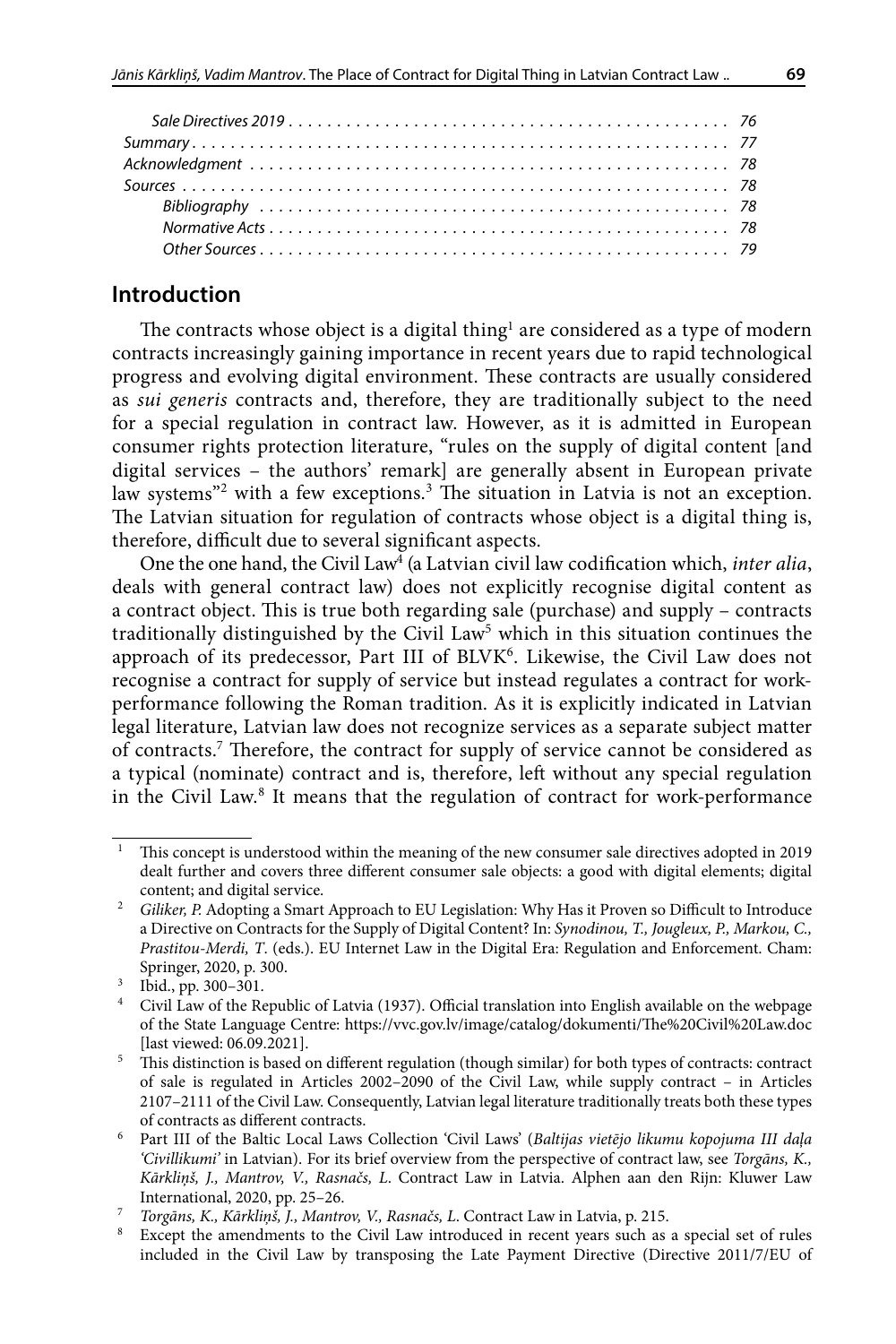*Sale Directives 2019* . . . . . . . . . . . . . . . . . . . . . . . . . . . . . . . . . . . . . . . . . . . . . . 76
*Summary* . . . . . . . . . . . . . . . . . . . . . . . . . . . . . . . . . . . . . . . . . . . . . . . . . . . . . . 77
*Acknowledgment* . . . . . . . . . . . . . . . . . . . . . . . . . . . . . . . . . . . . . . . . . . . . . . . . 78
*Sources* . . . . . . . . . . . . . . . . . . . . . . . . . . . . . . . . . . . . . . . . . . . . . . . . . . . . . . . 78
*Bibliography* . . . . . . . . . . . . . . . . . . . . . . . . . . . . . . . . . . . . . . . . . . . . . . . . . 78
*Normative Acts* . . . . . . . . . . . . . . . . . . . . . . . . . . . . . . . . . . . . . . . . . . . . . . . 78
*Other Sources* . . . . . . . . . . . . . . . . . . . . . . . . . . . . . . . . . . . . . . . . . . . . . . . . 79

## Introduction

The contracts whose object is a digital thing[1] are considered as a type of modern contracts increasingly gaining importance in recent years due to rapid technological progress and evolving digital environment. These contracts are usually considered as *sui generis* contracts and, therefore, they are traditionally subject to the need for a special regulation in contract law. However, as it is admitted in European consumer rights protection literature, "rules on the supply of digital content [and digital services – the authors' remark] are generally absent in European private law systems"[2] with a few exceptions.[3] The situation in Latvia is not an exception. The Latvian situation for regulation of contracts whose object is a digital thing is, therefore, difficult due to several significant aspects.

One the one hand, the Civil Law[4] (a Latvian civil law codification which, *inter alia*, deals with general contract law) does not explicitly recognise digital content as a contract object. This is true both regarding sale (purchase) and supply – contracts traditionally distinguished by the Civil Law[5] which in this situation continues the approach of its predecessor, Part III of BLVK[6]. Likewise, the Civil Law does not recognise a contract for supply of service but instead regulates a contract for work-performance following the Roman tradition. As it is explicitly indicated in Latvian legal literature, Latvian law does not recognize services as a separate subject matter of contracts.[7] Therefore, the contract for supply of service cannot be considered as a typical (nominate) contract and is, therefore, left without any special regulation in the Civil Law.[8] It means that the regulation of contract for work-performance

---

[1] This concept is understood within the meaning of the new consumer sale directives adopted in 2019 dealt further and covers three different consumer sale objects: a good with digital elements; digital content; and digital service.

[2] *Giliker, P.* Adopting a Smart Approach to EU Legislation: Why Has it Proven so Difficult to Introduce a Directive on Contracts for the Supply of Digital Content? In: *Synodinou, T., Jougleux, P., Markou, C., Prastitou-Merdi, T*. (eds.). EU Internet Law in the Digital Era: Regulation and Enforcement. Cham: Springer, 2020, p. 300.

[3] Ibid., pp. 300–301.

[4] Civil Law of the Republic of Latvia (1937). Official translation into English available on the webpage of the State Language Centre: https://vvc.gov.lv/image/catalog/dokumenti/The%20Civil%20Law.doc [last viewed: 06.09.2021].

[5] This distinction is based on different regulation (though similar) for both types of contracts: contract of sale is regulated in Articles 2002–2090 of the Civil Law, while supply contract – in Articles 2107–2111 of the Civil Law. Consequently, Latvian legal literature traditionally treats both these types of contracts as different contracts.

[6] Part III of the Baltic Local Laws Collection 'Civil Laws' (*Baltijas vietējo likumu kopojuma III daļa 'Civillikumi'* in Latvian). For its brief overview from the perspective of contract law, see *Torgāns, K., Kārkliņš, J., Mantrov, V., Rasnačs, L*. Contract Law in Latvia. Alphen aan den Rijn: Kluwer Law International, 2020, pp. 25–26.

[7] *Torgāns, K., Kārkliņš, J., Mantrov, V., Rasnačs, L*. Contract Law in Latvia, p. 215.

[8] Except the amendments to the Civil Law introduced in recent years such as a special set of rules included in the Civil Law by transposing the Late Payment Directive (Directive 2011/7/EU of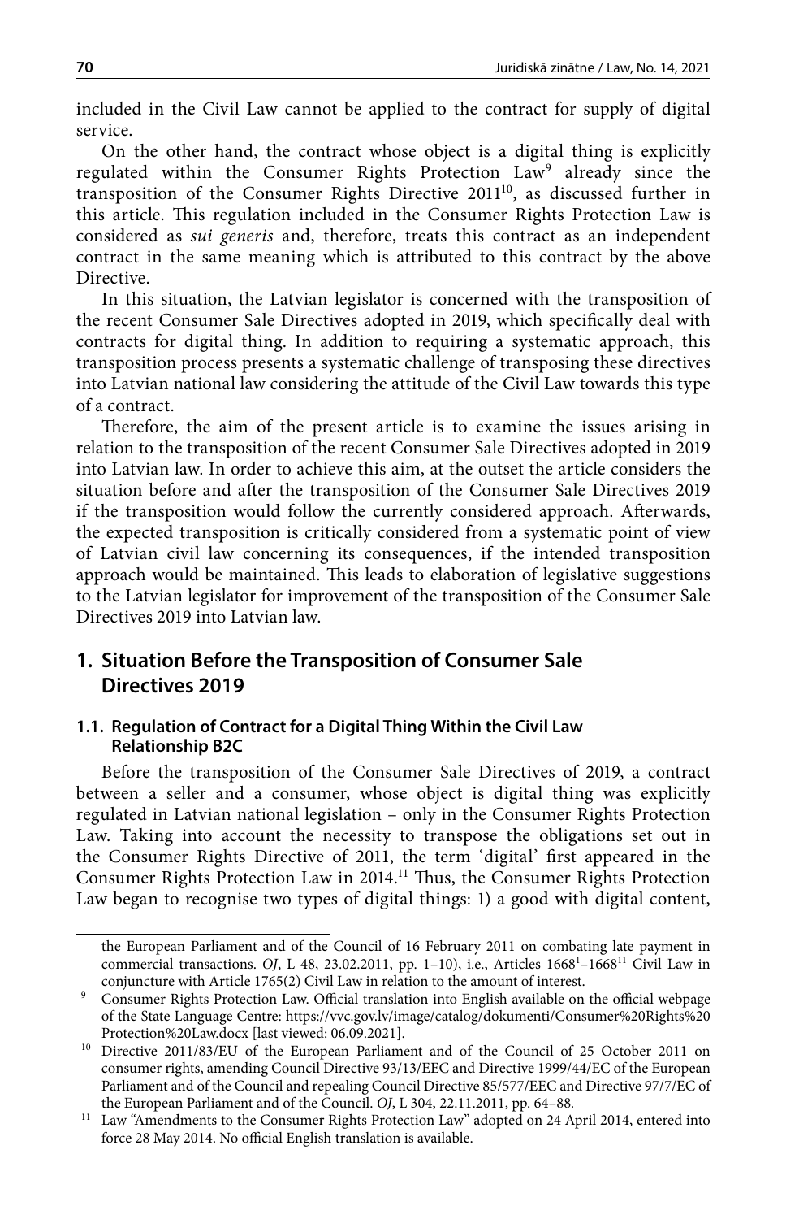included in the Civil Law cannot be applied to the contract for supply of digital service.

On the other hand, the contract whose object is a digital thing is explicitly regulated within the Consumer Rights Protection Law[9] already since the transposition of the Consumer Rights Directive 2011[10], as discussed further in this article. This regulation included in the Consumer Rights Protection Law is considered as *sui generis* and, therefore, treats this contract as an independent contract in the same meaning which is attributed to this contract by the above Directive.

In this situation, the Latvian legislator is concerned with the transposition of the recent Consumer Sale Directives adopted in 2019, which specifically deal with contracts for digital thing. In addition to requiring a systematic approach, this transposition process presents a systematic challenge of transposing these directives into Latvian national law considering the attitude of the Civil Law towards this type of a contract.

Therefore, the aim of the present article is to examine the issues arising in relation to the transposition of the recent Consumer Sale Directives adopted in 2019 into Latvian law. In order to achieve this aim, at the outset the article considers the situation before and after the transposition of the Consumer Sale Directives 2019 if the transposition would follow the currently considered approach. Afterwards, the expected transposition is critically considered from a systematic point of view of Latvian civil law concerning its consequences, if the intended transposition approach would be maintained. This leads to elaboration of legislative suggestions to the Latvian legislator for improvement of the transposition of the Consumer Sale Directives 2019 into Latvian law.

## 1. Situation Before the Transposition of Consumer Sale Directives 2019

### 1.1. Regulation of Contract for a Digital Thing Within the Civil Law Relationship B2C

Before the transposition of the Consumer Sale Directives of 2019, a contract between a seller and a consumer, whose object is digital thing was explicitly regulated in Latvian national legislation – only in the Consumer Rights Protection Law. Taking into account the necessity to transpose the obligations set out in the Consumer Rights Directive of 2011, the term 'digital' first appeared in the Consumer Rights Protection Law in 2014.[11] Thus, the Consumer Rights Protection Law began to recognise two types of digital things: 1) a good with digital content,

---

the European Parliament and of the Council of 16 February 2011 on combating late payment in commercial transactions. *OJ*, L 48, 23.02.2011, pp. 1–10), i.e., Articles 1668[1]–1668[11] Civil Law in conjuncture with Article 1765(2) Civil Law in relation to the amount of interest.

[9] Consumer Rights Protection Law. Official translation into English available on the official webpage of the State Language Centre: https://vvc.gov.lv/image/catalog/dokumenti/Consumer%20Rights%20Protection%20Law.docx [last viewed: 06.09.2021].

[10] Directive 2011/83/EU of the European Parliament and of the Council of 25 October 2011 on consumer rights, amending Council Directive 93/13/EEC and Directive 1999/44/EC of the European Parliament and of the Council and repealing Council Directive 85/577/EEC and Directive 97/7/EC of the European Parliament and of the Council. *OJ*, L 304, 22.11.2011, pp. 64–88.

[11] Law "Amendments to the Consumer Rights Protection Law" adopted on 24 April 2014, entered into force 28 May 2014. No official English translation is available.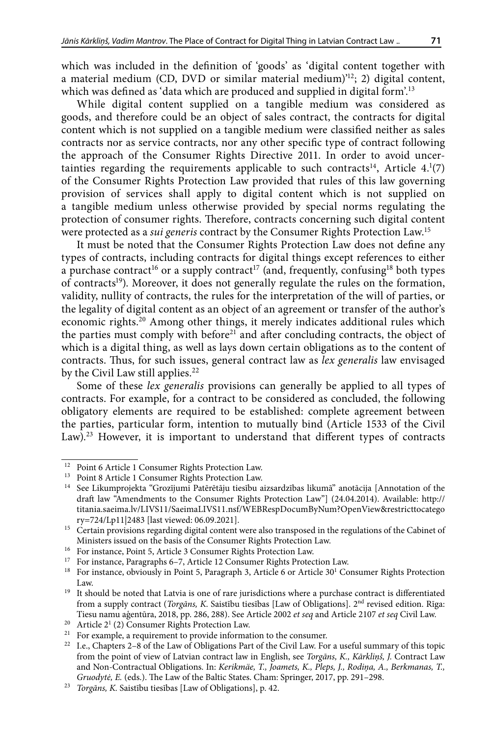which was included in the definition of 'goods' as 'digital content together with a material medium (CD, DVD or similar material medium)'[12]; 2) digital content, which was defined as 'data which are produced and supplied in digital form'.[13]

While digital content supplied on a tangible medium was considered as goods, and therefore could be an object of sales contract, the contracts for digital content which is not supplied on a tangible medium were classified neither as sales contracts nor as service contracts, nor any other specific type of contract following the approach of the Consumer Rights Directive 2011. In order to avoid uncertainties regarding the requirements applicable to such contracts[14], Article 4.[1](7) of the Consumer Rights Protection Law provided that rules of this law governing provision of services shall apply to digital content which is not supplied on a tangible medium unless otherwise provided by special norms regulating the protection of consumer rights. Therefore, contracts concerning such digital content were protected as a *sui generis* contract by the Consumer Rights Protection Law.[15]

It must be noted that the Consumer Rights Protection Law does not define any types of contracts, including contracts for digital things except references to either a purchase contract[16] or a supply contract[17] (and, frequently, confusing[18] both types of contracts[19]). Moreover, it does not generally regulate the rules on the formation, validity, nullity of contracts, the rules for the interpretation of the will of parties, or the legality of digital content as an object of an agreement or transfer of the author's economic rights.[20] Among other things, it merely indicates additional rules which the parties must comply with before[21] and after concluding contracts, the object of which is a digital thing, as well as lays down certain obligations as to the content of contracts. Thus, for such issues, general contract law as *lex generalis* law envisaged by the Civil Law still applies.[22]

Some of these *lex generalis* provisions can generally be applied to all types of contracts. For example, for a contract to be considered as concluded, the following obligatory elements are required to be established: complete agreement between the parties, particular form, intention to mutually bind (Article 1533 of the Civil Law).[23] However, it is important to understand that different types of contracts

---

[12] Point 6 Article 1 Consumer Rights Protection Law.

[13] Point 8 Article 1 Consumer Rights Protection Law.

[14] See Likumprojekta "Grozījumi Patērētāju tiesību aizsardzības likumā" anotācija [Annotation of the draft law "Amendments to the Consumer Rights Protection Law"] (24.04.2014). Available: http://titania.saeima.lv/LIVS11/SaeimaLIVS11.nsf/WEBRespDocumByNum?OpenView&restricttocategory=724/Lp11|2483 [last viewed: 06.09.2021].

[15] Certain provisions regarding digital content were also transposed in the regulations of the Cabinet of Ministers issued on the basis of the Consumer Rights Protection Law.

[16] For instance, Point 5, Article 3 Consumer Rights Protection Law.

[17] For instance, Paragraphs 6–7, Article 12 Consumer Rights Protection Law.

[18] For instance, obviously in Point 5, Paragraph 3, Article 6 or Article 30[1] Consumer Rights Protection Law.

[19] It should be noted that Latvia is one of rare jurisdictions where a purchase contract is differentiated from a supply contract (*Torgāns, K.* Saistību tiesības [Law of Obligations]. 2nd revised edition. Rīga: Tiesu namu aģentūra, 2018, pp. 286, 288). See Article 2002 *et seq* and Article 2107 *et seq* Civil Law.

[20] Article 2[1] (2) Consumer Rights Protection Law.

[21] For example, a requirement to provide information to the consumer.

[22] I.e., Chapters 2–8 of the Law of Obligations Part of the Civil Law. For a useful summary of this topic from the point of view of Latvian contract law in English, see *Torgāns, K., Kārkliņš, J.* Contract Law and Non-Contractual Obligations. In: *Kerikmäe, T., Joamets, K., Pleps, J., Rodiņa, A., Berkmanas, T., Gruodytė, E.* (eds.). The Law of the Baltic States. Cham: Springer, 2017, pp. 291–298.

[23] *Torgāns, K.* Saistību tiesības [Law of Obligations], p. 42.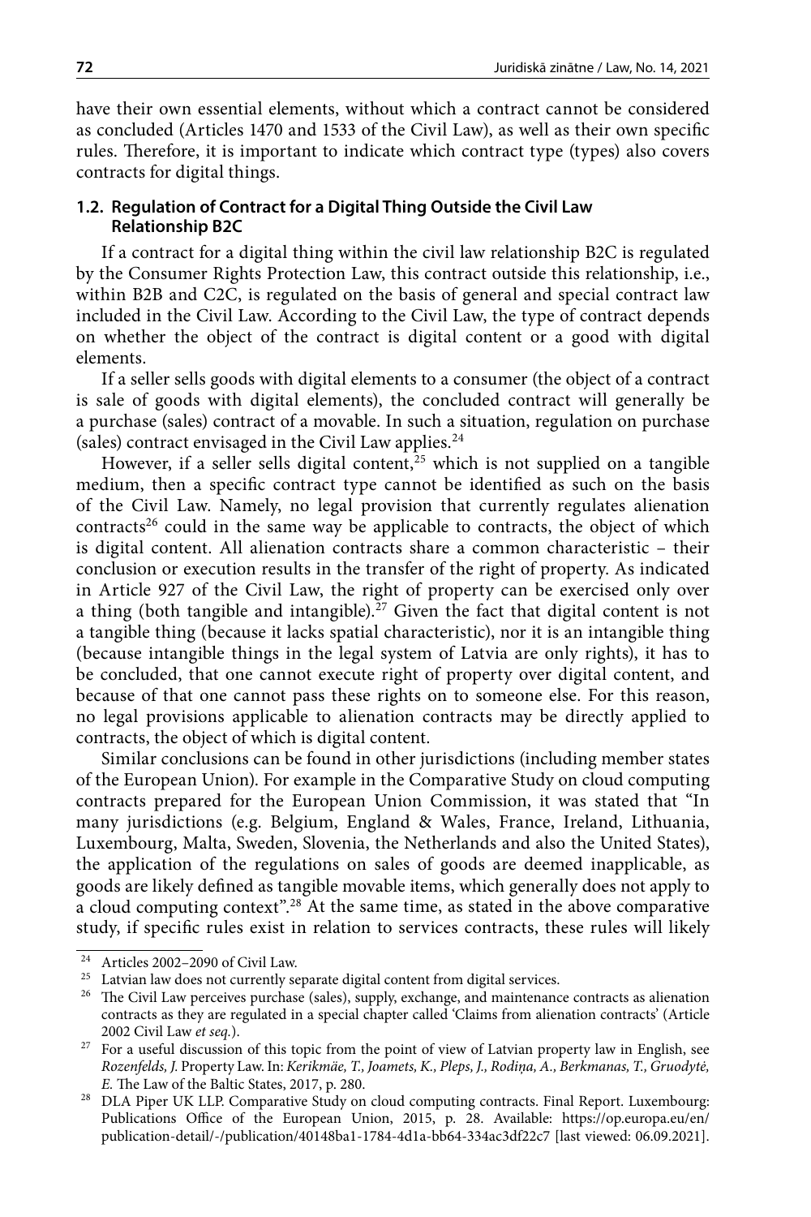have their own essential elements, without which a contract cannot be considered as concluded (Articles 1470 and 1533 of the Civil Law), as well as their own specific rules. Therefore, it is important to indicate which contract type (types) also covers contracts for digital things.

### 1.2. Regulation of Contract for a Digital Thing Outside the Civil Law Relationship B2C

If a contract for a digital thing within the civil law relationship B2C is regulated by the Consumer Rights Protection Law, this contract outside this relationship, i.e., within B2B and C2C, is regulated on the basis of general and special contract law included in the Civil Law. According to the Civil Law, the type of contract depends on whether the object of the contract is digital content or a good with digital elements.

If a seller sells goods with digital elements to a consumer (the object of a contract is sale of goods with digital elements), the concluded contract will generally be a purchase (sales) contract of a movable. In such a situation, regulation on purchase (sales) contract envisaged in the Civil Law applies.[24]

However, if a seller sells digital content,[25] which is not supplied on a tangible medium, then a specific contract type cannot be identified as such on the basis of the Civil Law. Namely, no legal provision that currently regulates alienation contracts[26] could in the same way be applicable to contracts, the object of which is digital content. All alienation contracts share a common characteristic – their conclusion or execution results in the transfer of the right of property. As indicated in Article 927 of the Civil Law, the right of property can be exercised only over a thing (both tangible and intangible).[27] Given the fact that digital content is not a tangible thing (because it lacks spatial characteristic), nor it is an intangible thing (because intangible things in the legal system of Latvia are only rights), it has to be concluded, that one cannot execute right of property over digital content, and because of that one cannot pass these rights on to someone else. For this reason, no legal provisions applicable to alienation contracts may be directly applied to contracts, the object of which is digital content.

Similar conclusions can be found in other jurisdictions (including member states of the European Union). For example in the Comparative Study on cloud computing contracts prepared for the European Union Commission, it was stated that "In many jurisdictions (e.g. Belgium, England & Wales, France, Ireland, Lithuania, Luxembourg, Malta, Sweden, Slovenia, the Netherlands and also the United States), the application of the regulations on sales of goods are deemed inapplicable, as goods are likely defined as tangible movable items, which generally does not apply to a cloud computing context".[28] At the same time, as stated in the above comparative study, if specific rules exist in relation to services contracts, these rules will likely

---

[24] Articles 2002–2090 of Civil Law.

[25] Latvian law does not currently separate digital content from digital services.

[26] The Civil Law perceives purchase (sales), supply, exchange, and maintenance contracts as alienation contracts as they are regulated in a special chapter called 'Claims from alienation contracts' (Article 2002 Civil Law *et seq.*).

[27] For a useful discussion of this topic from the point of view of Latvian property law in English, see *Rozenfelds, J.* Property Law. In: *Kerikmäe, T., Joamets, K., Pleps, J., Rodiņa, A., Berkmanas, T., Gruodytė, E.* The Law of the Baltic States, 2017, p. 280.

[28] DLA Piper UK LLP. Comparative Study on cloud computing contracts. Final Report. Luxembourg: Publications Office of the European Union, 2015, p. 28. Available: https://op.europa.eu/en/publication-detail/-/publication/40148ba1-1784-4d1a-bb64-334ac3df22c7 [last viewed: 06.09.2021].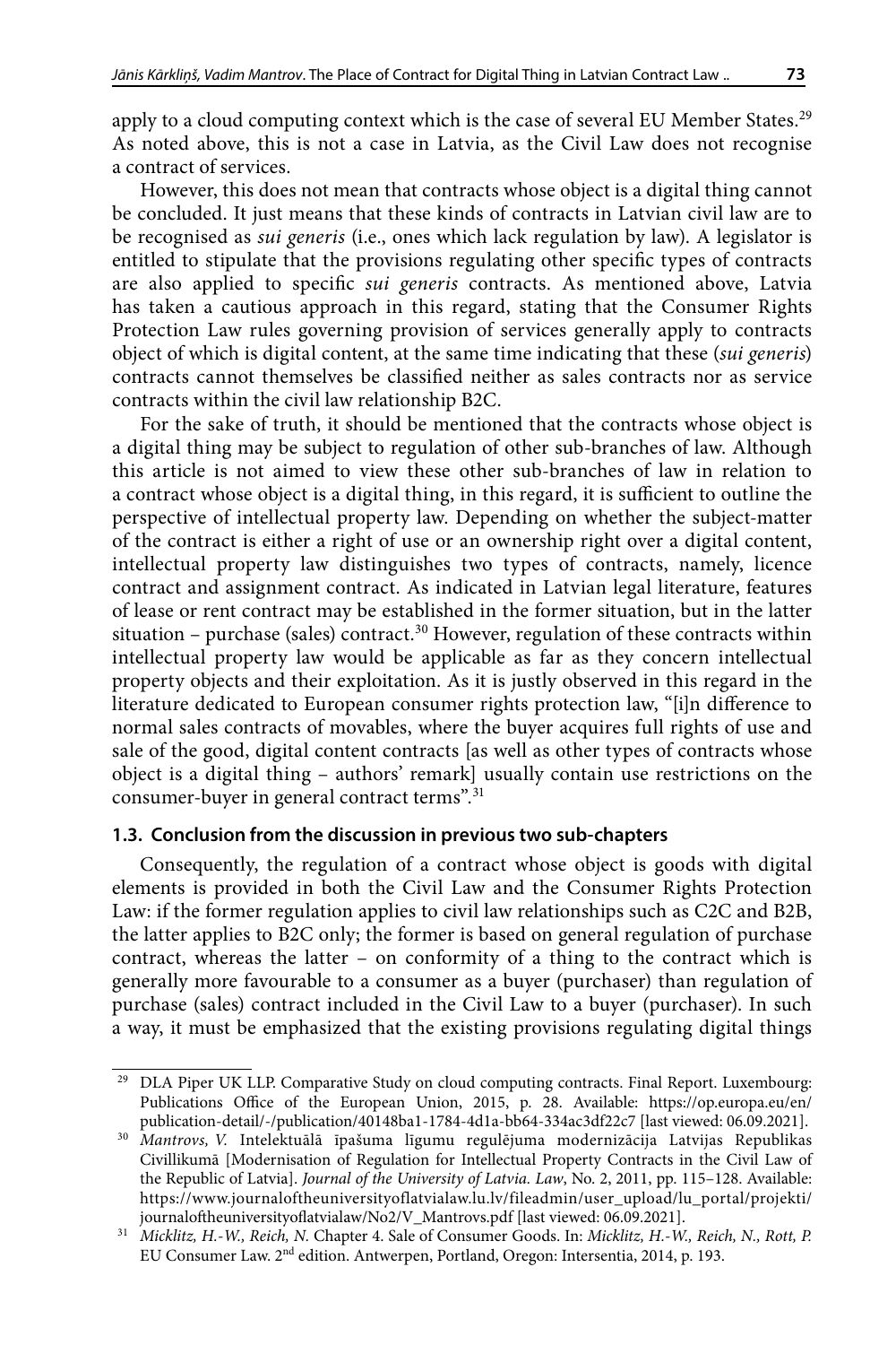apply to a cloud computing context which is the case of several EU Member States.[29] As noted above, this is not a case in Latvia, as the Civil Law does not recognise a contract of services.

However, this does not mean that contracts whose object is a digital thing cannot be concluded. It just means that these kinds of contracts in Latvian civil law are to be recognised as *sui generis* (i.e., ones which lack regulation by law). A legislator is entitled to stipulate that the provisions regulating other specific types of contracts are also applied to specific *sui generis* contracts. As mentioned above, Latvia has taken a cautious approach in this regard, stating that the Consumer Rights Protection Law rules governing provision of services generally apply to contracts object of which is digital content, at the same time indicating that these (*sui generis*) contracts cannot themselves be classified neither as sales contracts nor as service contracts within the civil law relationship B2C.

For the sake of truth, it should be mentioned that the contracts whose object is a digital thing may be subject to regulation of other sub-branches of law. Although this article is not aimed to view these other sub-branches of law in relation to a contract whose object is a digital thing, in this regard, it is sufficient to outline the perspective of intellectual property law. Depending on whether the subject-matter of the contract is either a right of use or an ownership right over a digital content, intellectual property law distinguishes two types of contracts, namely, licence contract and assignment contract. As indicated in Latvian legal literature, features of lease or rent contract may be established in the former situation, but in the latter situation – purchase (sales) contract.[30] However, regulation of these contracts within intellectual property law would be applicable as far as they concern intellectual property objects and their exploitation. As it is justly observed in this regard in the literature dedicated to European consumer rights protection law, "[i]n difference to normal sales contracts of movables, where the buyer acquires full rights of use and sale of the good, digital content contracts [as well as other types of contracts whose object is a digital thing – authors' remark] usually contain use restrictions on the consumer-buyer in general contract terms".[31]

### 1.3. Conclusion from the discussion in previous two sub-chapters

Consequently, the regulation of a contract whose object is goods with digital elements is provided in both the Civil Law and the Consumer Rights Protection Law: if the former regulation applies to civil law relationships such as C2C and B2B, the latter applies to B2C only; the former is based on general regulation of purchase contract, whereas the latter – on conformity of a thing to the contract which is generally more favourable to a consumer as a buyer (purchaser) than regulation of purchase (sales) contract included in the Civil Law to a buyer (purchaser). In such a way, it must be emphasized that the existing provisions regulating digital things

---

[29] DLA Piper UK LLP. Comparative Study on cloud computing contracts. Final Report. Luxembourg: Publications Office of the European Union, 2015, p. 28. Available: https://op.europa.eu/en/publication-detail/-/publication/40148ba1-1784-4d1a-bb64-334ac3df22c7 [last viewed: 06.09.2021].

[30] *Mantrovs, V.* Intelektuālā īpašuma līgumu regulējuma modernizācija Latvijas Republikas Civillikumā [Modernisation of Regulation for Intellectual Property Contracts in the Civil Law of the Republic of Latvia]. *Journal of the University of Latvia. Law*, No. 2, 2011, pp. 115–128. Available: https://www.journaloftheuniversityoflatvialaw.lu.lv/fileadmin/user_upload/lu_portal/projekti/journaloftheuniversityoflatvialaw/No2/V_Mantrovs.pdf [last viewed: 06.09.2021].

[31] *Micklitz, H.-W., Reich, N.* Chapter 4. Sale of Consumer Goods. In: *Micklitz, H.-W., Reich, N., Rott, P.* EU Consumer Law. 2nd edition. Antwerpen, Portland, Oregon: Intersentia, 2014, p. 193.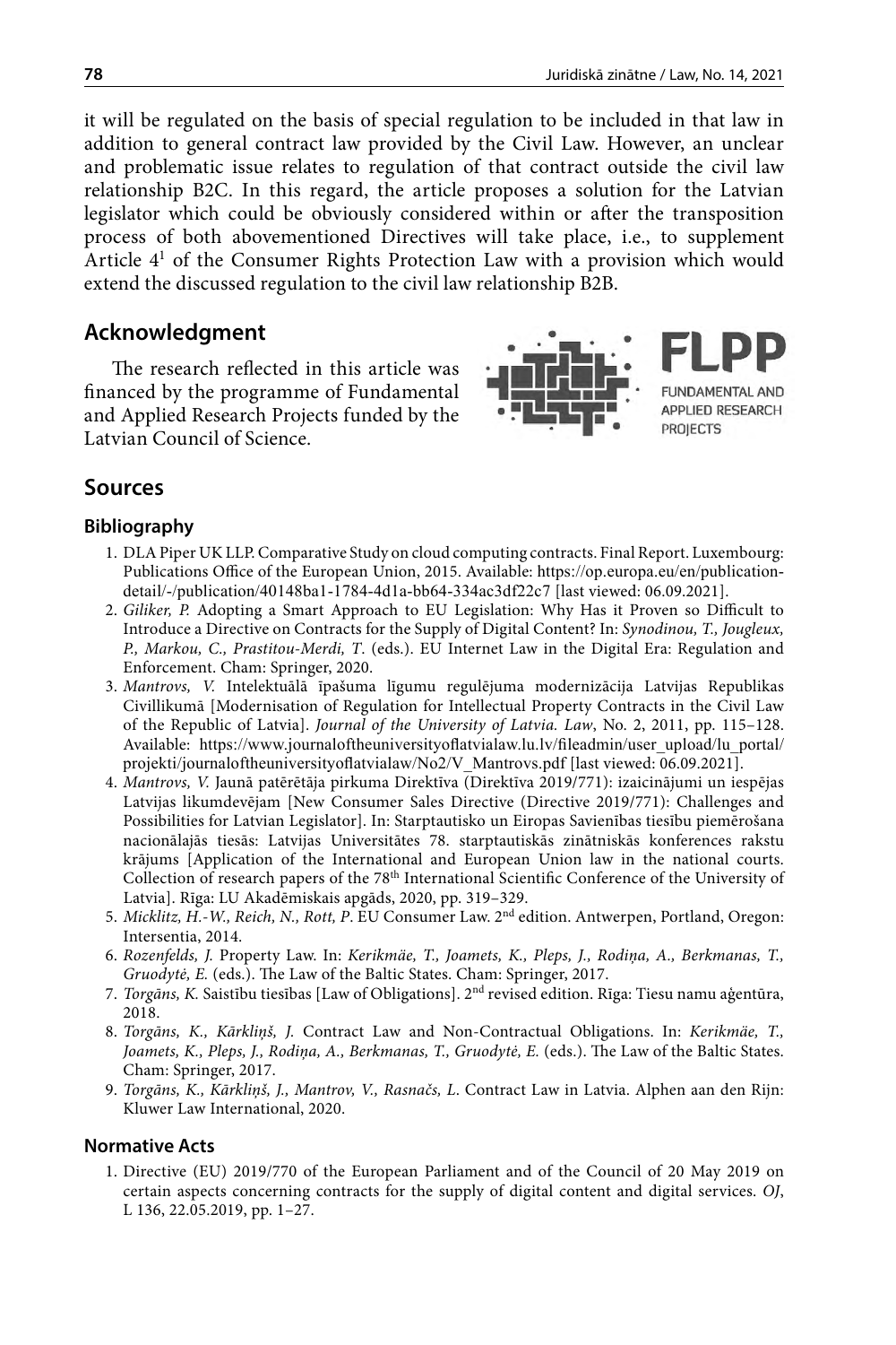it will be regulated on the basis of special regulation to be included in that law in addition to general contract law provided by the Civil Law. However, an unclear and problematic issue relates to regulation of that contract outside the civil law relationship B2C. In this regard, the article proposes a solution for the Latvian legislator which could be obviously considered within or after the transposition process of both abovementioned Directives will take place, i.e., to supplement Article 4[1] of the Consumer Rights Protection Law with a provision which would extend the discussed regulation to the civil law relationship B2B.

## Acknowledgment

The research reflected in this article was financed by the programme of Fundamental and Applied Research Projects funded by the Latvian Council of Science.

FLPP
FUNDAMENTAL AND APPLIED RESEARCH PROJECTS

## Sources

### Bibliography

1. DLA Piper UK LLP. Comparative Study on cloud computing contracts. Final Report. Luxembourg: Publications Office of the European Union, 2015. Available: https://op.europa.eu/en/publication-detail/-/publication/40148ba1-1784-4d1a-bb64-334ac3df22c7 [last viewed: 06.09.2021].
2. *Giliker, P.* Adopting a Smart Approach to EU Legislation: Why Has it Proven so Difficult to Introduce a Directive on Contracts for the Supply of Digital Content? In: *Synodinou, T., Jougleux, P., Markou, C., Prastitou-Merdi, T.* (eds.). EU Internet Law in the Digital Era: Regulation and Enforcement. Cham: Springer, 2020.
3. *Mantrovs, V.* Intelektuālā īpašuma līgumu regulējuma modernizācija Latvijas Republikas Civillikumā [Modernisation of Regulation for Intellectual Property Contracts in the Civil Law of the Republic of Latvia]. *Journal of the University of Latvia. Law*, No. 2, 2011, pp. 115–128. Available: https://www.journaloftheuniversityoflatvialaw.lu.lv/fileadmin/user_upload/lu_portal/projekti/journaloftheuniversityoflatvialaw/No2/V_Mantrovs.pdf [last viewed: 06.09.2021].
4. *Mantrovs, V.* Jaunā patērētāja pirkuma Direktīva (Direktīva 2019/771): izaicinājumi un iespējas Latvijas likumdevējam [New Consumer Sales Directive (Directive 2019/771): Challenges and Possibilities for Latvian Legislator]. In: Starptautisko un Eiropas Savienības tiesību piemērošana nacionālajās tiesās: Latvijas Universitātes 78. starptautiskās zinātniskās konferences rakstu krājums [Application of the International and European Union law in the national courts. Collection of research papers of the 78th International Scientific Conference of the University of Latvia]. Rīga: LU Akadēmiskais apgāds, 2020, pp. 319–329.
5. *Micklitz, H.-W., Reich, N., Rott, P*. EU Consumer Law. 2nd edition. Antwerpen, Portland, Oregon: Intersentia, 2014.
6. *Rozenfelds, J.* Property Law. In: *Kerikmäe, T., Joamets, K., Pleps, J., Rodiņa, A., Berkmanas, T., Gruodytė, E.* (eds.). The Law of the Baltic States. Cham: Springer, 2017.
7. *Torgāns, K.* Saistību tiesības [Law of Obligations]. 2nd revised edition. Rīga: Tiesu namu aģentūra, 2018.
8. *Torgāns, K., Kārkliņš, J.* Contract Law and Non-Contractual Obligations. In: *Kerikmäe, T., Joamets, K., Pleps, J., Rodiņa, A., Berkmanas, T., Gruodytė, E.* (eds.). The Law of the Baltic States. Cham: Springer, 2017.
9. *Torgāns, K., Kārkliņš, J., Mantrov, V., Rasnačs, L*. Contract Law in Latvia. Alphen aan den Rijn: Kluwer Law International, 2020.

### Normative Acts

1. Directive (EU) 2019/770 of the European Parliament and of the Council of 20 May 2019 on certain aspects concerning contracts for the supply of digital content and digital services. *OJ*, L 136, 22.05.2019, pp. 1–27.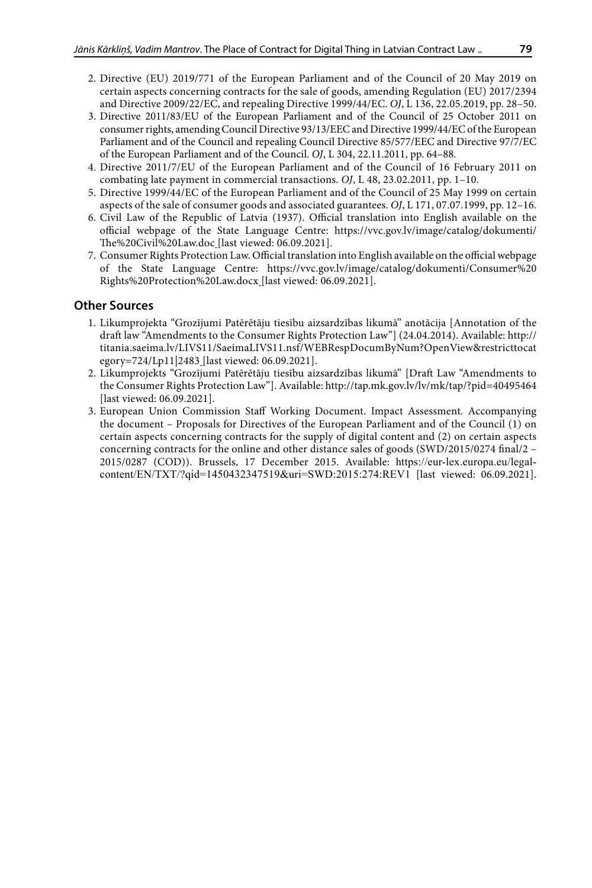2. Directive (EU) 2019/771 of the European Parliament and of the Council of 20 May 2019 on certain aspects concerning contracts for the sale of goods, amending Regulation (EU) 2017/2394 and Directive 2009/22/EC, and repealing Directive 1999/44/EC. *OJ*, L 136, 22.05.2019, pp. 28–50.
3. Directive 2011/83/EU of the European Parliament and of the Council of 25 October 2011 on consumer rights, amending Council Directive 93/13/EEC and Directive 1999/44/EC of the European Parliament and of the Council and repealing Council Directive 85/577/EEC and Directive 97/7/EC of the European Parliament and of the Council. *OJ*, L 304, 22.11.2011, pp. 64–88.
4. Directive 2011/7/EU of the European Parliament and of the Council of 16 February 2011 on combating late payment in commercial transactions. *OJ*, L 48, 23.02.2011, pp. 1–10.
5. Directive 1999/44/EC of the European Parliament and of the Council of 25 May 1999 on certain aspects of the sale of consumer goods and associated guarantees. *OJ*, L 171, 07.07.1999, pp. 12–16.
6. Civil Law of the Republic of Latvia (1937). Official translation into English available on the official webpage of the State Language Centre: https://vvc.gov.lv/image/catalog/dokumenti/The%20Civil%20Law.doc [last viewed: 06.09.2021].
7. Consumer Rights Protection Law. Official translation into English available on the official webpage of the State Language Centre: https://vvc.gov.lv/image/catalog/dokumenti/Consumer%20Rights%20Protection%20Law.docx [last viewed: 06.09.2021].

## Other Sources

1. Likumprojekta "Grozījumi Patērētāju tiesību aizsardzības likumā" anotācija [Annotation of the draft law "Amendments to the Consumer Rights Protection Law"] (24.04.2014). Available: http://titania.saeima.lv/LIVS11/SaeimaLIVS11.nsf/WEBRespDocumByNum?OpenView&restricttocategory=724/Lp11|2483 [last viewed: 06.09.2021].
2. Likumprojekts "Grozījumi Patērētāju tiesību aizsardzības likumā" [Draft Law "Amendments to the Consumer Rights Protection Law"]. Available: http://tap.mk.gov.lv/lv/mk/tap/?pid=40495464 [last viewed: 06.09.2021].
3. European Union Commission Staff Working Document. Impact Assessment. Accompanying the document – Proposals for Directives of the European Parliament and of the Council (1) on certain aspects concerning contracts for the supply of digital content and (2) on certain aspects concerning contracts for the online and other distance sales of goods (SWD/2015/0274 final/2 – 2015/0287 (COD)). Brussels, 17 December 2015. Available: https://eur-lex.europa.eu/legal-content/EN/TXT/?qid=1450432347519&uri=SWD:2015:274:REV1 [last viewed: 06.09.2021].